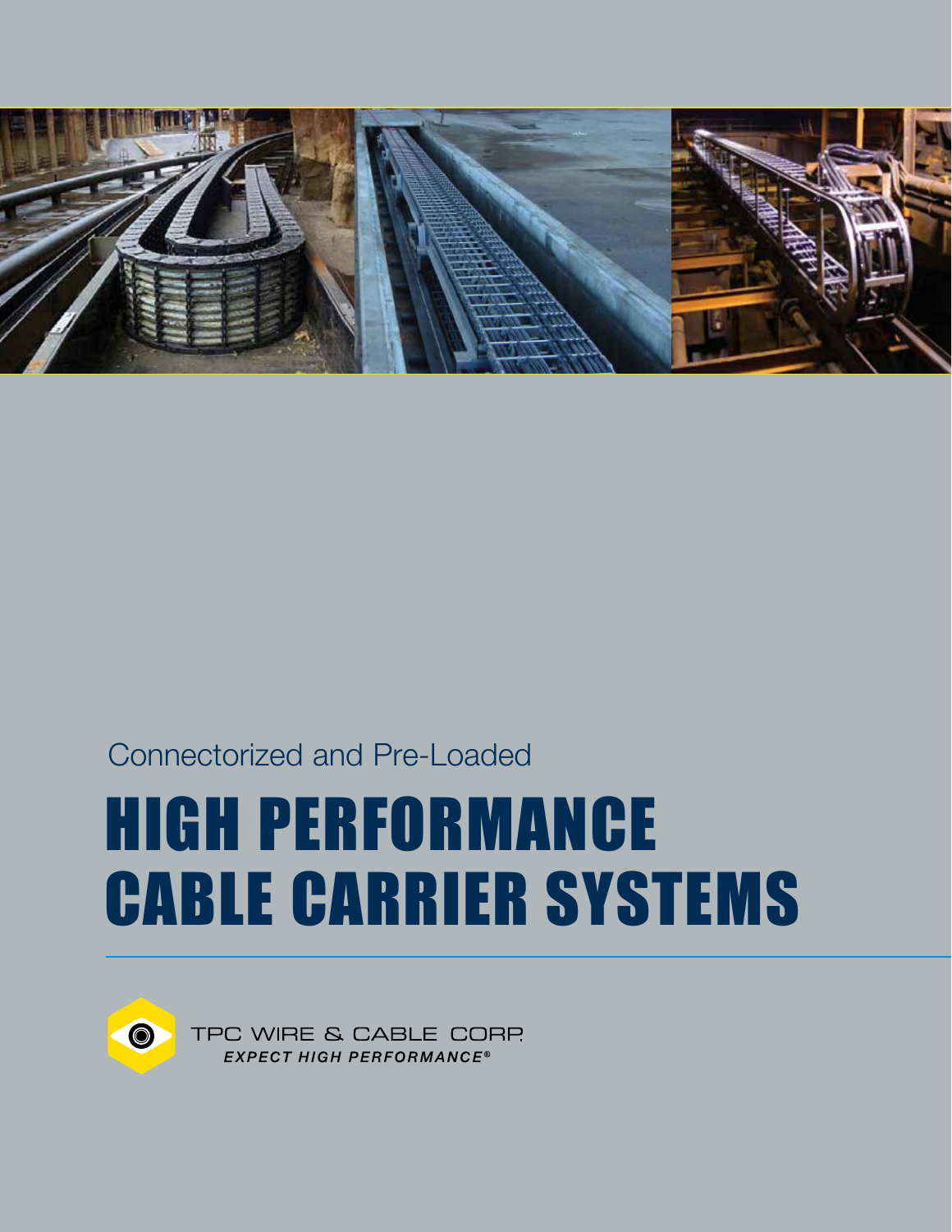Connectorized and Pre-Loaded

# HIGH PERFORMANCE CABLE CARRIER SYSTEMS

TPC WIRE & CABLE CORP.

*EXPECT HIGH PERFORMANCE®*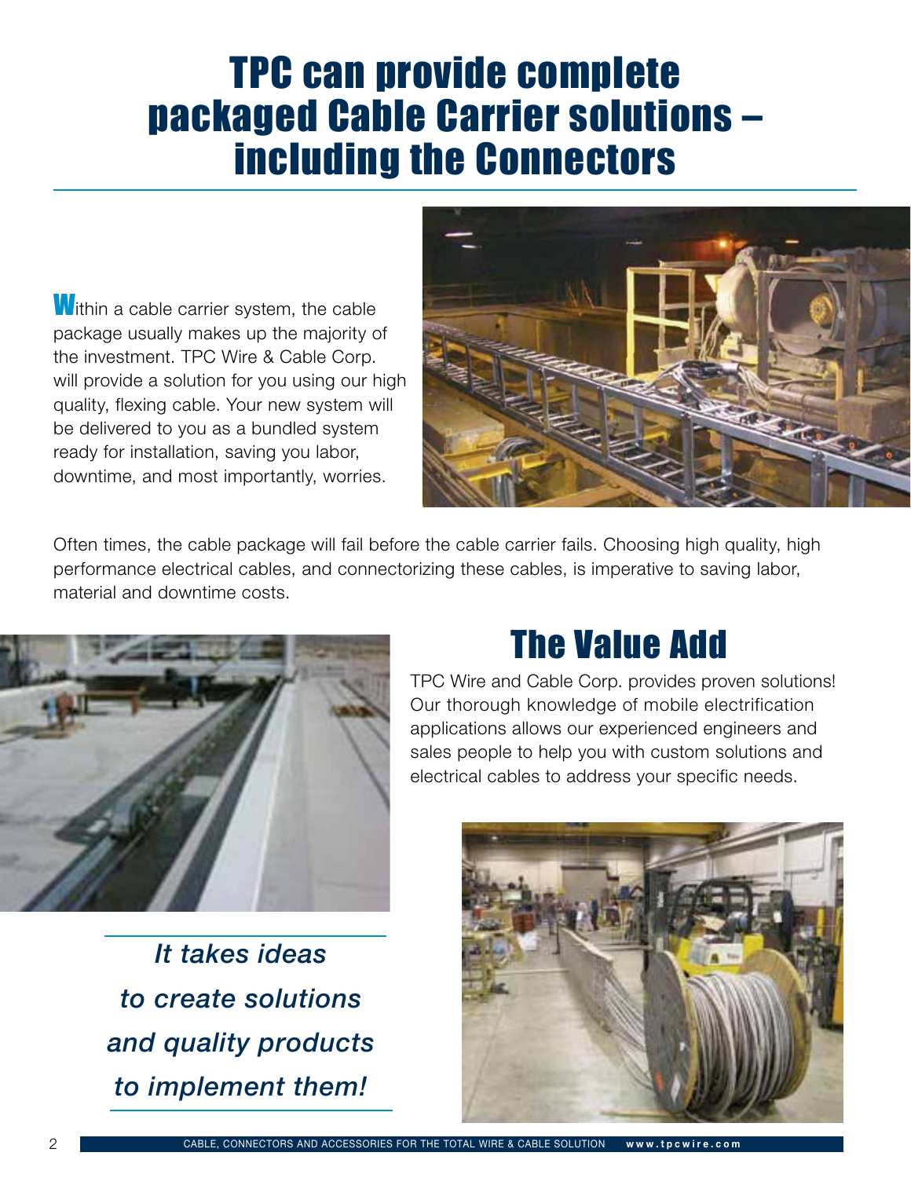# TPC can provide complete packaged Cable Carrier solutions – including the Connectors

Within a cable carrier system, the cable package usually makes up the majority of the investment. TPC Wire & Cable Corp. will provide a solution for you using our high quality, flexing cable. Your new system will be delivered to you as a bundled system ready for installation, saving you labor, downtime, and most importantly, worries.

Often times, the cable package will fail before the cable carrier fails. Choosing high quality, high performance electrical cables, and connectorizing these cables, is imperative to saving labor, material and downtime costs.

## The Value Add

TPC Wire and Cable Corp. provides proven solutions! Our thorough knowledge of mobile electrification applications allows our experienced engineers and sales people to help you with custom solutions and electrical cables to address your specific needs.

*It takes ideas to create solutions and quality products to implement them!*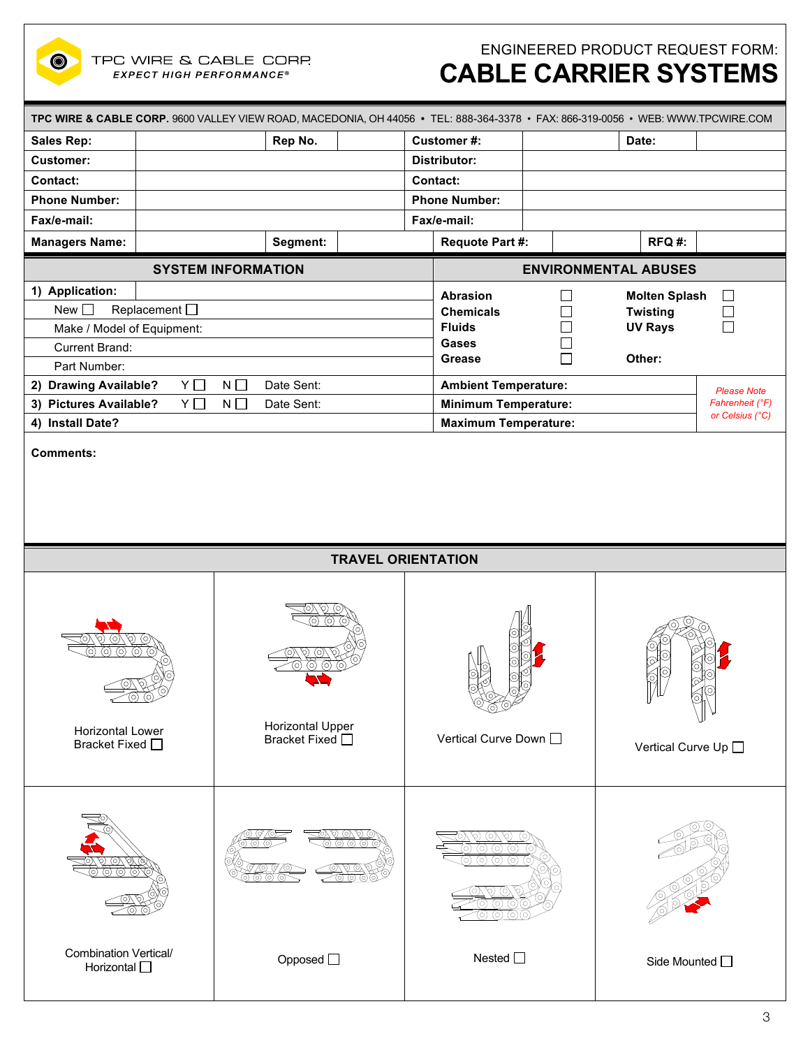TPC WIRE & CABLE CORP.
*EXPECT HIGH PERFORMANCE®*

ENGINEERED PRODUCT REQUEST FORM:

# CABLE CARRIER SYSTEMS

**TPC WIRE & CABLE CORP.** 9600 VALLEY VIEW ROAD, MACEDONIA, OH 44056 • TEL: 888-364-3378 • FAX: 866-319-0056 • WEB: WWW.TPCWIRE.COM

| **Sales Rep:** | | **Rep No.** | | **Customer #:** | | **Date:** | |
|---|---|---|---|---|---|---|---|
| **Customer:** | | | | **Distributor:** | | | |
| **Contact:** | | | | **Contact:** | | | |
| **Phone Number:** | | | | **Phone Number:** | | | |
| **Fax/e-mail:** | | | | **Fax/e-mail:** | | | |
| **Managers Name:** | | **Segment:** | | **Requote Part #:** | | **RFQ #:** | |

## SYSTEM INFORMATION

1) **Application:**

New ☐ Replacement ☐

Make / Model of Equipment:

Current Brand:

Part Number:

2) **Drawing Available?** Y ☐ N ☐ Date Sent:

3) **Pictures Available?** Y ☐ N ☐ Date Sent:

4) **Install Date?**

## ENVIRONMENTAL ABUSES

| | | | |
|---|---|---|---|
| **Abrasion** | ☐ | **Molten Splash** | ☐ |
| **Chemicals** | ☐ | **Twisting** | ☐ |
| **Fluids** | ☐ | **UV Rays** | ☐ |
| **Gases** | ☐ | | |
| **Grease** | ☐ | **Other:** | |

**Ambient Temperature:**

**Minimum Temperature:**

**Maximum Temperature:**

*Please Note Fahrenheit (°F) or Celsius (°C)*

**Comments:**

## TRAVEL ORIENTATION

| | | | |
|---|---|---|---|
| Horizontal Lower Bracket Fixed ☐ | Horizontal Upper Bracket Fixed ☐ | Vertical Curve Down ☐ | Vertical Curve Up ☐ |
| Combination Vertical/ Horizontal ☐ | Opposed ☐ | Nested ☐ | Side Mounted ☐ |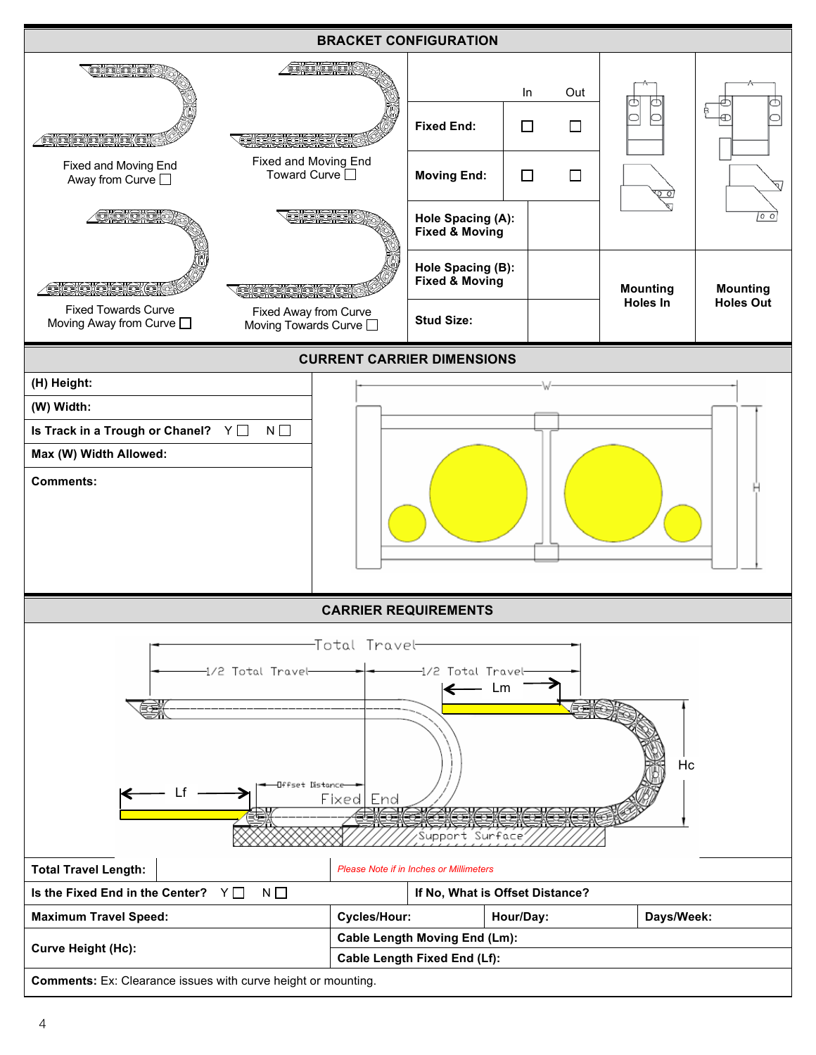## BRACKET CONFIGURATION

Fixed and Moving End Away from Curve ☐

Fixed and Moving End Toward Curve ☐

Fixed Towards Curve Moving Away from Curve ☐

Fixed Away from Curve Moving Towards Curve ☐

| | In | Out |
|---|---|---|
| **Fixed End:** | ☐ | ☐ |
| **Moving End:** | ☐ | ☐ |
| **Hole Spacing (A): Fixed & Moving** | | |
| **Hole Spacing (B): Fixed & Moving** | | |
| **Stud Size:** | | |

**Mounting Holes In** | **Mounting Holes Out**

## CURRENT CARRIER DIMENSIONS

| | |
|---|---|
| **(H) Height:** | |
| **(W) Width:** | |
| **Is Track in a Trough or Chanel?** Y ☐ N ☐ | |
| **Max (W) Width Allowed:** | |
| **Comments:** | |

W

H

## CARRIER REQUIREMENTS

Total Travel

1/2 Total Travel — 1/2 Total Travel

Lm

Hc

Lf

Offset Distance

Fixed End

Support Surface

| | | | |
|---|---|---|---|
| **Total Travel Length:** | *Please Note if in Inches or Millimeters* | | |
| **Is the Fixed End in the Center?** Y ☐ N ☐ | **If No, What is Offset Distance?** | | |
| **Maximum Travel Speed:** | **Cycles/Hour:** | **Hour/Day:** | **Days/Week:** |
| **Curve Height (Hc):** | **Cable Length Moving End (Lm):** | | |
| | **Cable Length Fixed End (Lf):** | | |

**Comments:** Ex: Clearance issues with curve height or mounting.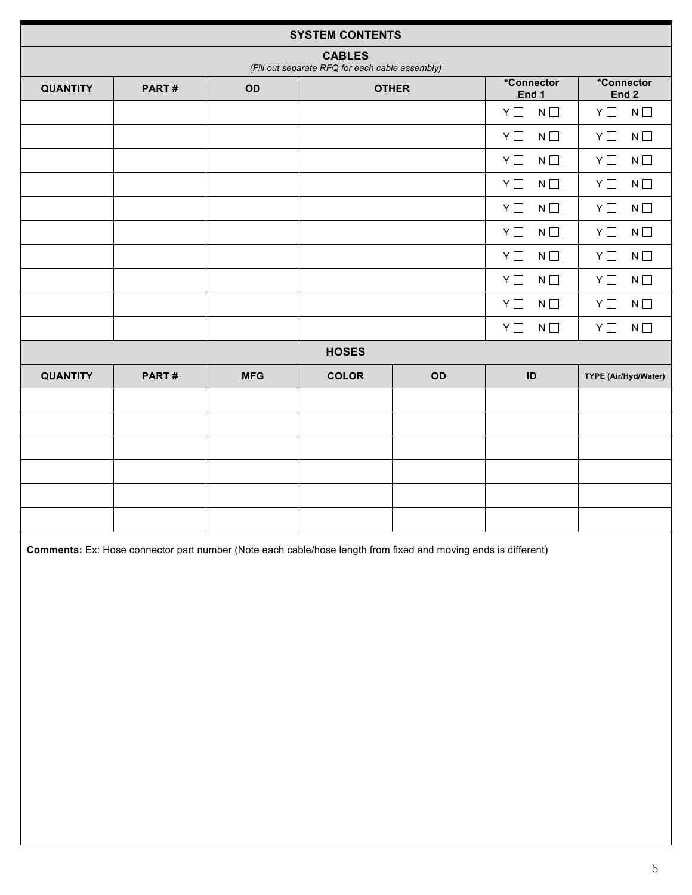## SYSTEM CONTENTS

### CABLES

*(Fill out separate RFQ for each cable assembly)*

| QUANTITY | PART # | OD | OTHER | *Connector End 1 | *Connector End 2 |
|---|---|---|---|---|---|
| | | | | Y ☐ N ☐ | Y ☐ N ☐ |
| | | | | Y ☐ N ☐ | Y ☐ N ☐ |
| | | | | Y ☐ N ☐ | Y ☐ N ☐ |
| | | | | Y ☐ N ☐ | Y ☐ N ☐ |
| | | | | Y ☐ N ☐ | Y ☐ N ☐ |
| | | | | Y ☐ N ☐ | Y ☐ N ☐ |
| | | | | Y ☐ N ☐ | Y ☐ N ☐ |
| | | | | Y ☐ N ☐ | Y ☐ N ☐ |
| | | | | Y ☐ N ☐ | Y ☐ N ☐ |
| | | | | Y ☐ N ☐ | Y ☐ N ☐ |

### HOSES

| QUANTITY | PART # | MFG | COLOR | OD | ID | TYPE (Air/Hyd/Water) |
|---|---|---|---|---|---|---|
| | | | | | | |
| | | | | | | |
| | | | | | | |
| | | | | | | |
| | | | | | | |
| | | | | | | |

**Comments:** Ex: Hose connector part number (Note each cable/hose length from fixed and moving ends is different)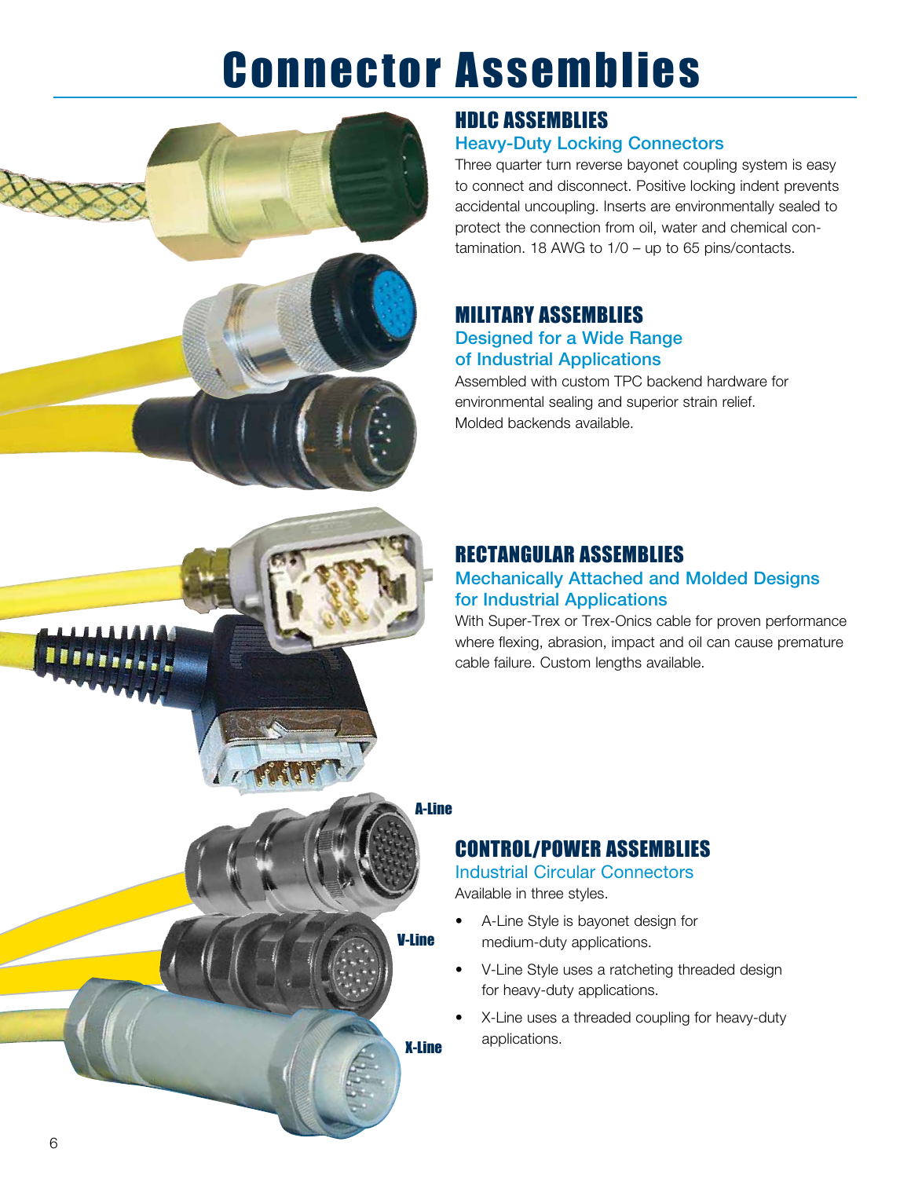# Connector Assemblies

## HDLC ASSEMBLIES

### Heavy-Duty Locking Connectors

Three quarter turn reverse bayonet coupling system is easy to connect and disconnect. Positive locking indent prevents accidental uncoupling. Inserts are environmentally sealed to protect the connection from oil, water and chemical contamination. 18 AWG to 1/0 – up to 65 pins/contacts.

## MILITARY ASSEMBLIES

### Designed for a Wide Range of Industrial Applications

Assembled with custom TPC backend hardware for environmental sealing and superior strain relief. Molded backends available.

## RECTANGULAR ASSEMBLIES

### Mechanically Attached and Molded Designs for Industrial Applications

With Super-Trex or Trex-Onics cable for proven performance where flexing, abrasion, impact and oil can cause premature cable failure. Custom lengths available.

A-Line

V-Line

X-Line

## CONTROL/POWER ASSEMBLIES

### Industrial Circular Connectors

Available in three styles.

- A-Line Style is bayonet design for medium-duty applications.
- V-Line Style uses a ratcheting threaded design for heavy-duty applications.
- X-Line uses a threaded coupling for heavy-duty applications.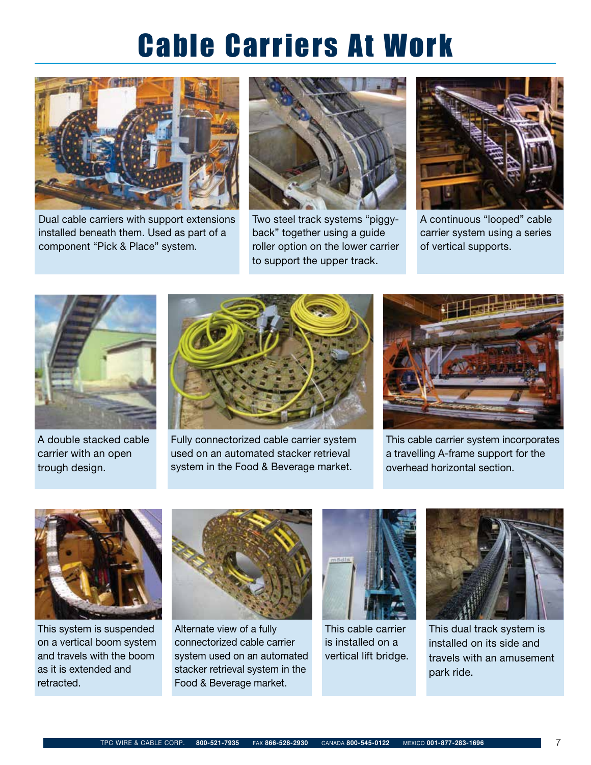# Cable Carriers At Work

Dual cable carriers with support extensions installed beneath them. Used as part of a component "Pick & Place" system.

Two steel track systems "piggy-back" together using a guide roller option on the lower carrier to support the upper track.

A continuous "looped" cable carrier system using a series of vertical supports.

A double stacked cable carrier with an open trough design.

Fully connectorized cable carrier system used on an automated stacker retrieval system in the Food & Beverage market.

This cable carrier system incorporates a travelling A-frame support for the overhead horizontal section.

This system is suspended on a vertical boom system and travels with the boom as it is extended and retracted.

Alternate view of a fully connectorized cable carrier system used on an automated stacker retrieval system in the Food & Beverage market.

This cable carrier is installed on a vertical lift bridge.

This dual track system is installed on its side and travels with an amusement park ride.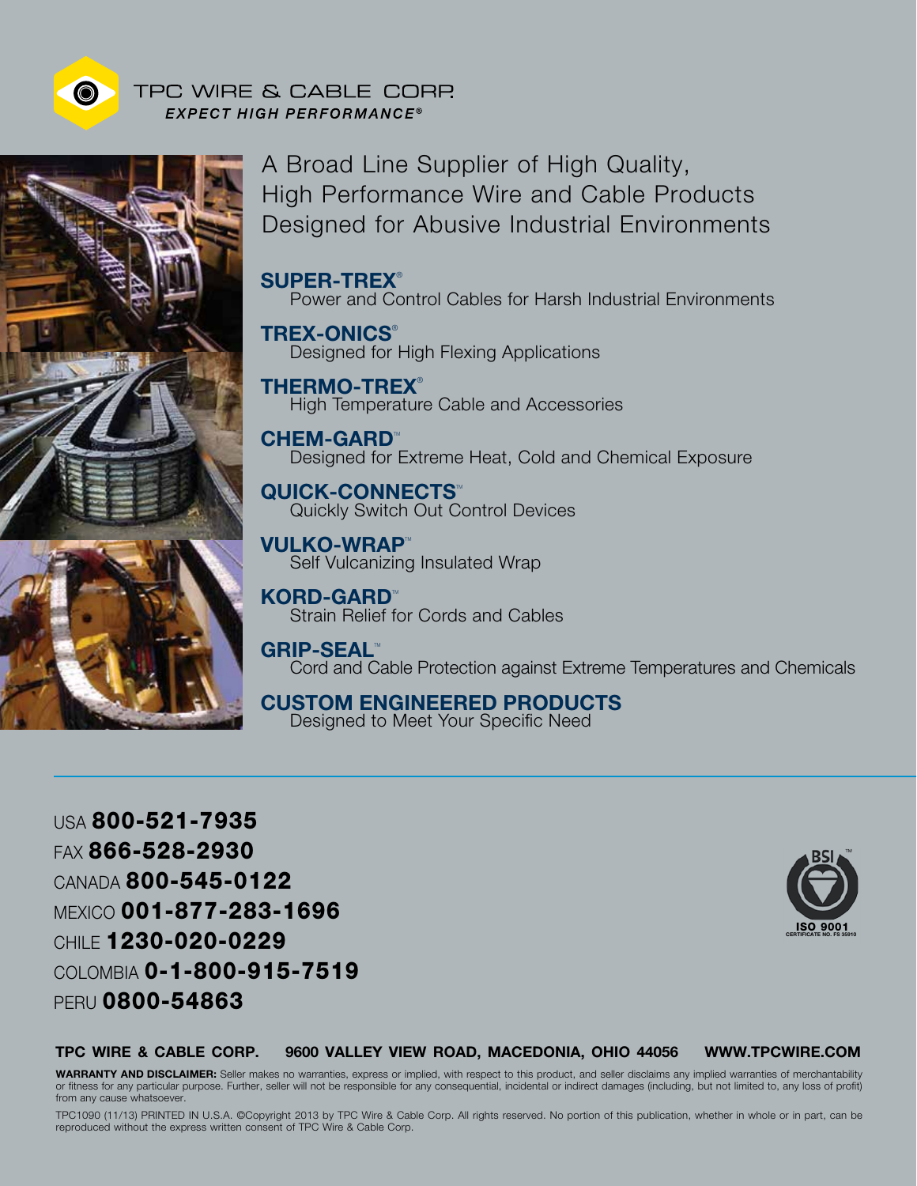TPC WIRE & CABLE CORP.

*EXPECT HIGH PERFORMANCE®*

# A Broad Line Supplier of High Quality, High Performance Wire and Cable Products Designed for Abusive Industrial Environments

**SUPER-TREX®**
Power and Control Cables for Harsh Industrial Environments

**TREX-ONICS®**
Designed for High Flexing Applications

**THERMO-TREX®**
High Temperature Cable and Accessories

**CHEM-GARD™**
Designed for Extreme Heat, Cold and Chemical Exposure

**QUICK-CONNECTS™**
Quickly Switch Out Control Devices

**VULKO-WRAP™**
Self Vulcanizing Insulated Wrap

**KORD-GARD™**
Strain Relief for Cords and Cables

**GRIP-SEAL™**
Cord and Cable Protection against Extreme Temperatures and Chemicals

**CUSTOM ENGINEERED PRODUCTS**
Designed to Meet Your Specific Need

USA **800-521-7935**
FAX **866-528-2930**
CANADA **800-545-0122**
MEXICO **001-877-283-1696**
CHILE **1230-020-0229**
COLOMBIA **0-1-800-915-7519**
PERU **0800-54863**

BSI™ ISO 9001 CERTIFICATE NO. FS 35910

**TPC WIRE & CABLE CORP.** **9600 VALLEY VIEW ROAD, MACEDONIA, OHIO 44056** **WWW.TPCWIRE.COM**

**WARRANTY AND DISCLAIMER:** Seller makes no warranties, express or implied, with respect to this product, and seller disclaims any implied warranties of merchantability or fitness for any particular purpose. Further, seller will not be responsible for any consequential, incidental or indirect damages (including, but not limited to, any loss of profit) from any cause whatsoever.

TPC1090 (11/13) PRINTED IN U.S.A. ©Copyright 2013 by TPC Wire & Cable Corp. All rights reserved. No portion of this publication, whether in whole or in part, can be reproduced without the express written consent of TPC Wire & Cable Corp.